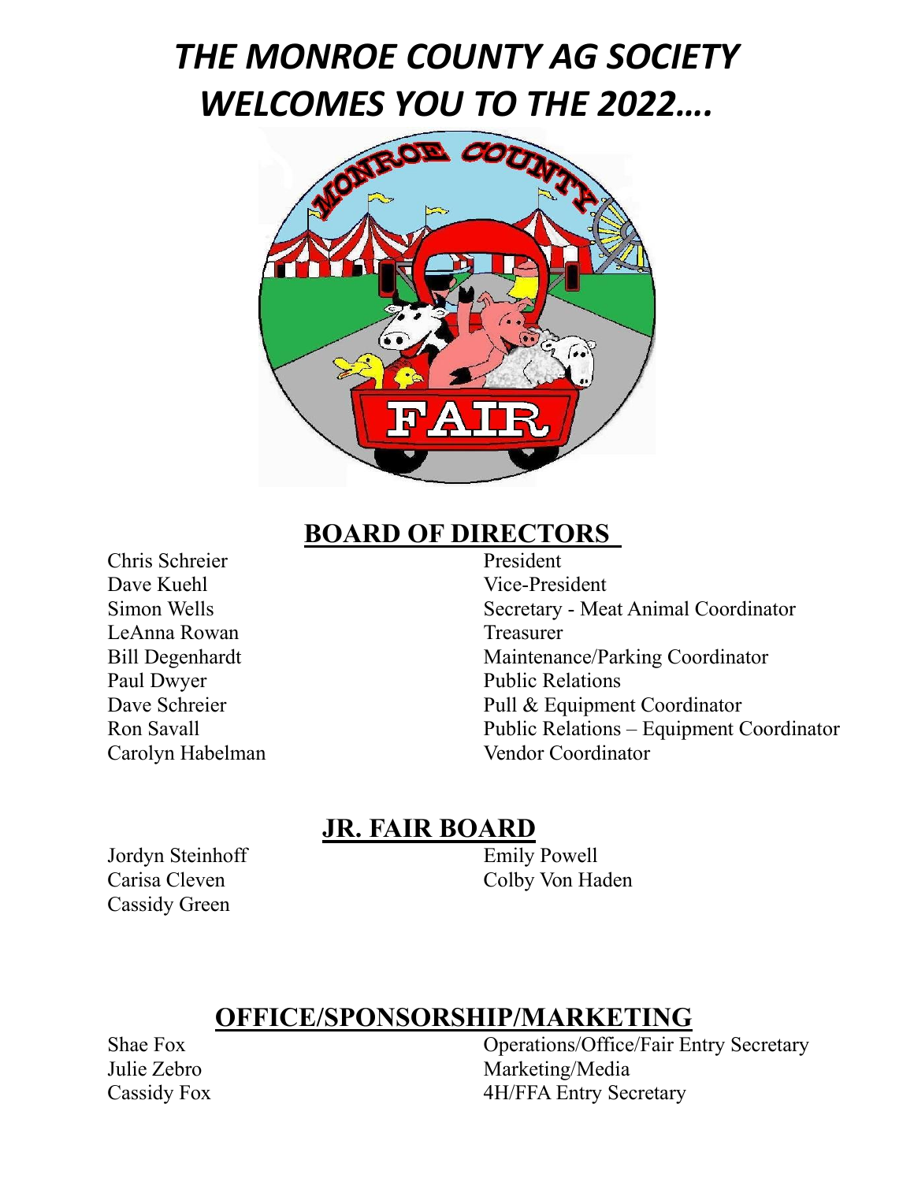# *THE MONROE COUNTY AG SOCIETY WELCOMES YOU TO THE 2022….*

## BOARD OF DIRECTORS

| | |
|---|---|
| Chris Schreier | President |
| Dave Kuehl | Vice-President |
| Simon Wells | Secretary - Meat Animal Coordinator |
| LeAnna Rowan | Treasurer |
| Bill Degenhardt | Maintenance/Parking Coordinator |
| Paul Dwyer | Public Relations |
| Dave Schreier | Pull & Equipment Coordinator |
| Ron Savall | Public Relations – Equipment Coordinator |
| Carolyn Habelman | Vendor Coordinator |

## JR. FAIR BOARD

Jordyn Steinhoff
Carisa Cleven
Cassidy Green
Emily Powell
Colby Von Haden

## OFFICE/SPONSORSHIP/MARKETING

| | |
|---|---|
| Shae Fox | Operations/Office/Fair Entry Secretary |
| Julie Zebro | Marketing/Media |
| Cassidy Fox | 4H/FFA Entry Secretary |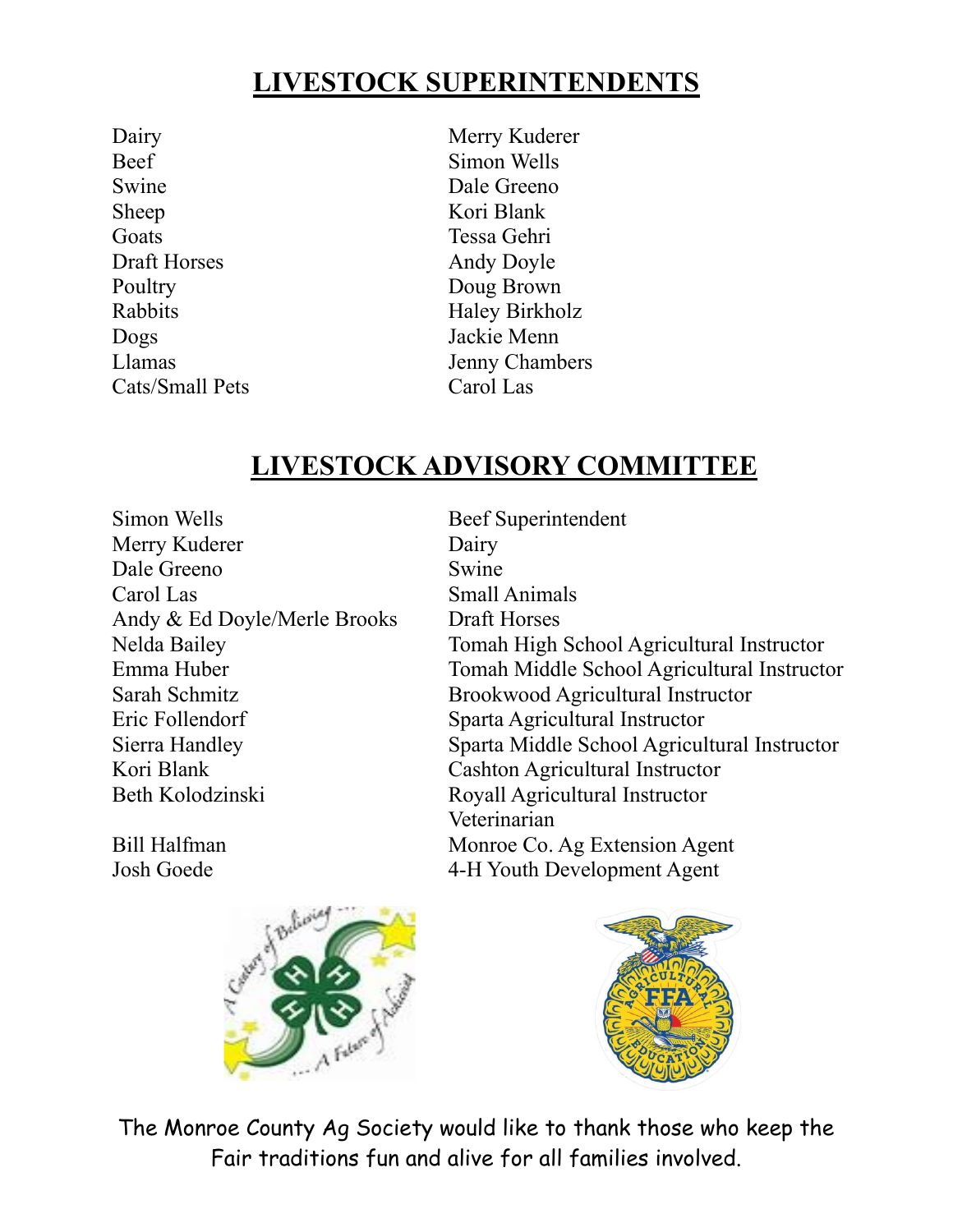## LIVESTOCK SUPERINTENDENTS

| | |
|---|---|
| Dairy | Merry Kuderer |
| Beef | Simon Wells |
| Swine | Dale Greeno |
| Sheep | Kori Blank |
| Goats | Tessa Gehri |
| Draft Horses | Andy Doyle |
| Poultry | Doug Brown |
| Rabbits | Haley Birkholz |
| Dogs | Jackie Menn |
| Llamas | Jenny Chambers |
| Cats/Small Pets | Carol Las |

## LIVESTOCK ADVISORY COMMITTEE

| | |
|---|---|
| Simon Wells | Beef Superintendent |
| Merry Kuderer | Dairy |
| Dale Greeno | Swine |
| Carol Las | Small Animals |
| Andy & Ed Doyle/Merle Brooks | Draft Horses |
| Nelda Bailey | Tomah High School Agricultural Instructor |
| Emma Huber | Tomah Middle School Agricultural Instructor |
| Sarah Schmitz | Brookwood Agricultural Instructor |
| Eric Follendorf | Sparta Agricultural Instructor |
| Sierra Handley | Sparta Middle School Agricultural Instructor |
| Kori Blank | Cashton Agricultural Instructor |
| Beth Kolodzinski | Royall Agricultural Instructor |
| | Veterinarian |
| Bill Halfman | Monroe Co. Ag Extension Agent |
| Josh Goede | 4-H Youth Development Agent |

The Monroe County Ag Society would like to thank those who keep the Fair traditions fun and alive for all families involved.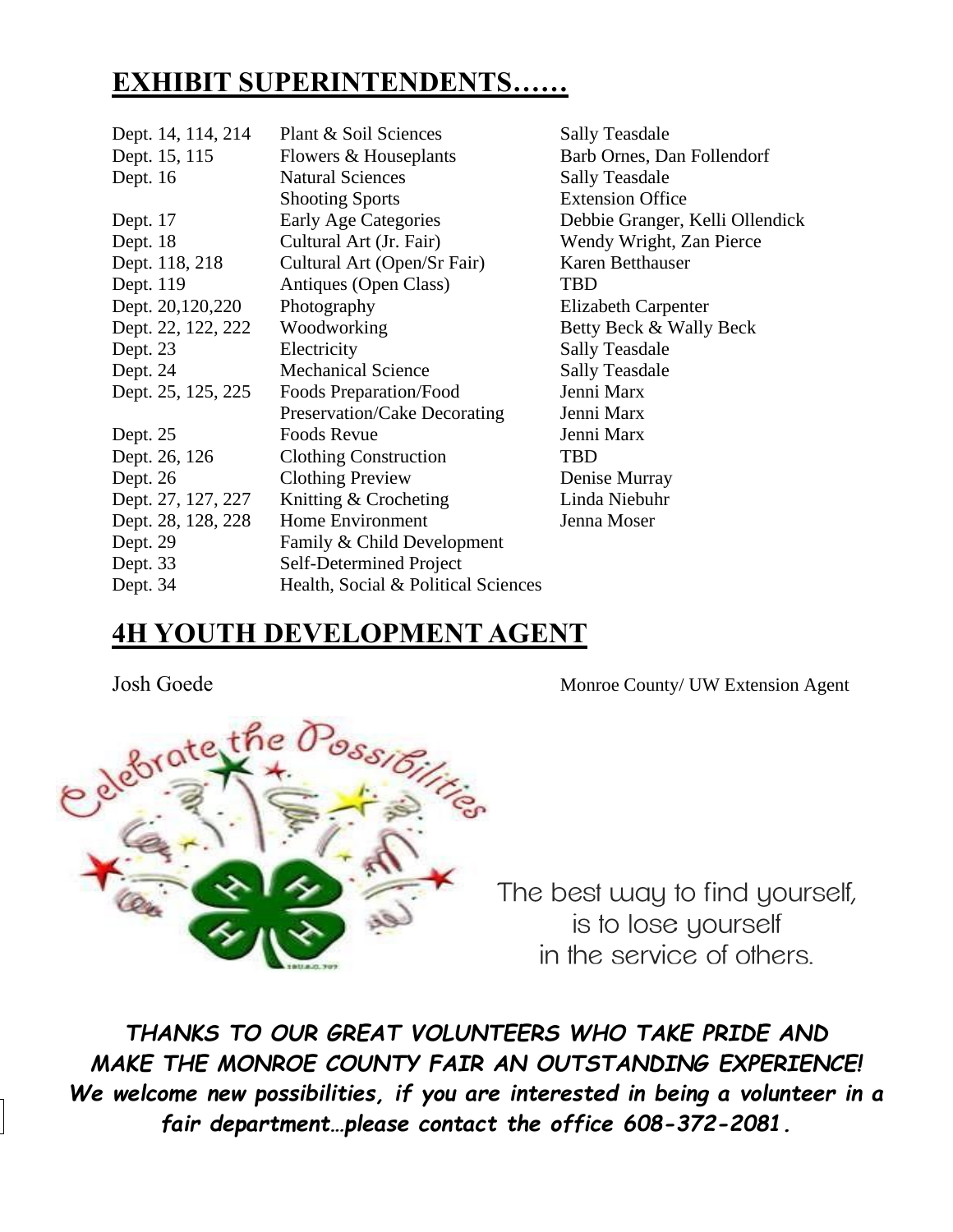## EXHIBIT SUPERINTENDENTS……

| | | |
|---|---|---|
| Dept. 14, 114, 214 | Plant & Soil Sciences | Sally Teasdale |
| Dept. 15, 115 | Flowers & Houseplants | Barb Ornes, Dan Follendorf |
| Dept. 16 | Natural Sciences | Sally Teasdale |
| | Shooting Sports | Extension Office |
| Dept. 17 | Early Age Categories | Debbie Granger, Kelli Ollendick |
| Dept. 18 | Cultural Art (Jr. Fair) | Wendy Wright, Zan Pierce |
| Dept. 118, 218 | Cultural Art (Open/Sr Fair) | Karen Betthauser |
| Dept. 119 | Antiques (Open Class) | TBD |
| Dept. 20,120,220 | Photography | Elizabeth Carpenter |
| Dept. 22, 122, 222 | Woodworking | Betty Beck & Wally Beck |
| Dept. 23 | Electricity | Sally Teasdale |
| Dept. 24 | Mechanical Science | Sally Teasdale |
| Dept. 25, 125, 225 | Foods Preparation/Food | Jenni Marx |
| | Preservation/Cake Decorating | Jenni Marx |
| Dept. 25 | Foods Revue | Jenni Marx |
| Dept. 26, 126 | Clothing Construction | TBD |
| Dept. 26 | Clothing Preview | Denise Murray |
| Dept. 27, 127, 227 | Knitting & Crocheting | Linda Niebuhr |
| Dept. 28, 128, 228 | Home Environment | Jenna Moser |
| Dept. 29 | Family & Child Development | |
| Dept. 33 | Self-Determined Project | |
| Dept. 34 | Health, Social & Political Sciences | |

## 4H YOUTH DEVELOPMENT AGENT

Josh Goede — Monroe County/ UW Extension Agent

Celebrate the Possibilities

The best way to find yourself, is to lose yourself in the service of others.

***THANKS TO OUR GREAT VOLUNTEERS WHO TAKE PRIDE AND MAKE THE MONROE COUNTY FAIR AN OUTSTANDING EXPERIENCE!***

***We welcome new possibilities, if you are interested in being a volunteer in a fair department…please contact the office 608-372-2081.***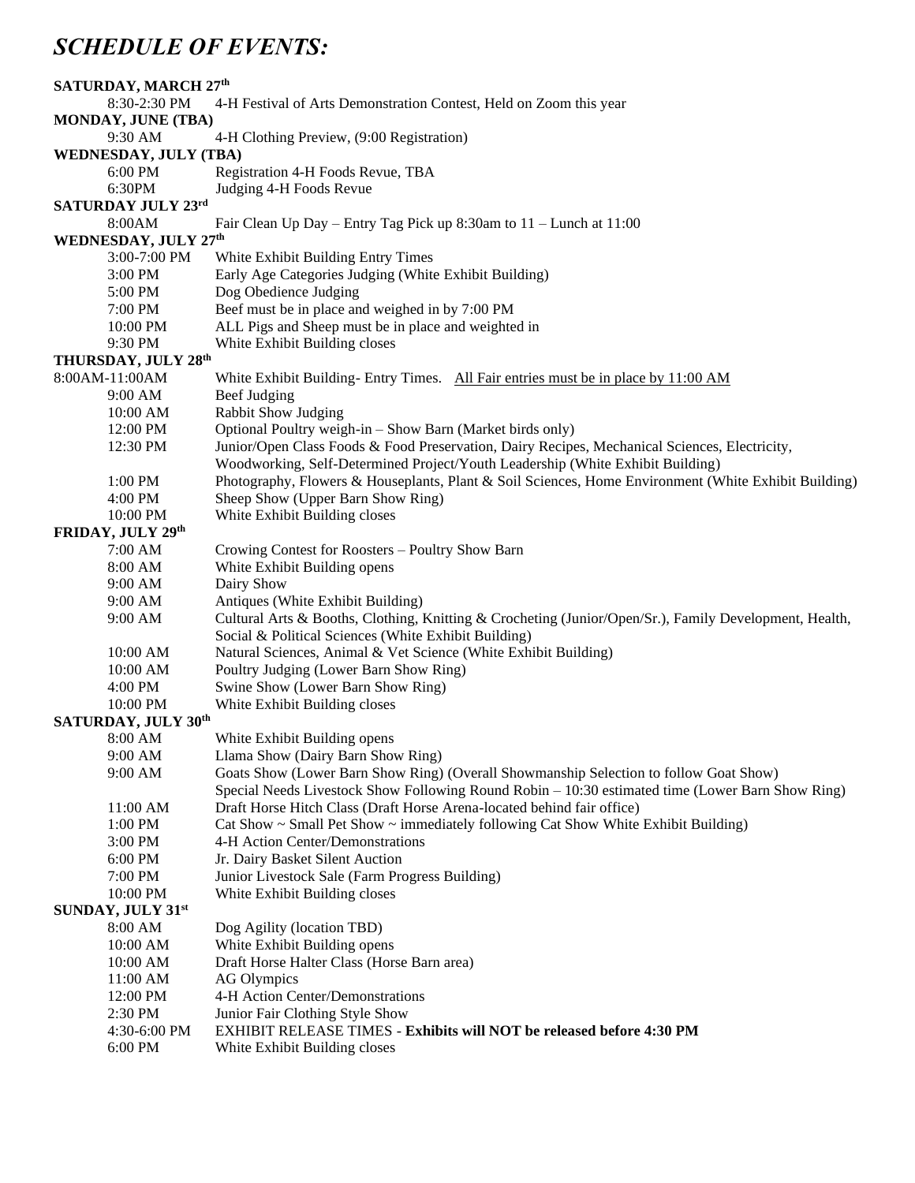# *SCHEDULE OF EVENTS:*

**SATURDAY, MARCH 27th**

| | |
|---|---|
| 8:30-2:30 PM | 4-H Festival of Arts Demonstration Contest, Held on Zoom this year |

**MONDAY, JUNE (TBA)**

| | |
|---|---|
| 9:30 AM | 4-H Clothing Preview, (9:00 Registration) |

**WEDNESDAY, JULY (TBA)**

| | |
|---|---|
| 6:00 PM | Registration 4-H Foods Revue, TBA |
| 6:30PM | Judging 4-H Foods Revue |

**SATURDAY JULY 23rd**

| | |
|---|---|
| 8:00AM | Fair Clean Up Day – Entry Tag Pick up 8:30am to 11 – Lunch at 11:00 |

**WEDNESDAY, JULY 27th**

| | |
|---|---|
| 3:00-7:00 PM | White Exhibit Building Entry Times |
| 3:00 PM | Early Age Categories Judging (White Exhibit Building) |
| 5:00 PM | Dog Obedience Judging |
| 7:00 PM | Beef must be in place and weighed in by 7:00 PM |
| 10:00 PM | ALL Pigs and Sheep must be in place and weighted in |
| 9:30 PM | White Exhibit Building closes |

**THURSDAY, JULY 28th**

| | |
|---|---|
| 8:00AM-11:00AM | White Exhibit Building- Entry Times. <u>All Fair entries must be in place by 11:00 AM</u> |
| 9:00 AM | Beef Judging |
| 10:00 AM | Rabbit Show Judging |
| 12:00 PM | Optional Poultry weigh-in – Show Barn (Market birds only) |
| 12:30 PM | Junior/Open Class Foods & Food Preservation, Dairy Recipes, Mechanical Sciences, Electricity, Woodworking, Self-Determined Project/Youth Leadership (White Exhibit Building) |
| 1:00 PM | Photography, Flowers & Houseplants, Plant & Soil Sciences, Home Environment (White Exhibit Building) |
| 4:00 PM | Sheep Show (Upper Barn Show Ring) |
| 10:00 PM | White Exhibit Building closes |

**FRIDAY, JULY 29th**

| | |
|---|---|
| 7:00 AM | Crowing Contest for Roosters – Poultry Show Barn |
| 8:00 AM | White Exhibit Building opens |
| 9:00 AM | Dairy Show |
| 9:00 AM | Antiques (White Exhibit Building) |
| 9:00 AM | Cultural Arts & Booths, Clothing, Knitting & Crocheting (Junior/Open/Sr.), Family Development, Health, Social & Political Sciences (White Exhibit Building) |
| 10:00 AM | Natural Sciences, Animal & Vet Science (White Exhibit Building) |
| 10:00 AM | Poultry Judging (Lower Barn Show Ring) |
| 4:00 PM | Swine Show (Lower Barn Show Ring) |
| 10:00 PM | White Exhibit Building closes |

**SATURDAY, JULY 30th**

| | |
|---|---|
| 8:00 AM | White Exhibit Building opens |
| 9:00 AM | Llama Show (Dairy Barn Show Ring) |
| 9:00 AM | Goats Show (Lower Barn Show Ring) (Overall Showmanship Selection to follow Goat Show) Special Needs Livestock Show Following Round Robin – 10:30 estimated time (Lower Barn Show Ring) |
| 11:00 AM | Draft Horse Hitch Class (Draft Horse Arena-located behind fair office) |
| 1:00 PM | Cat Show ~ Small Pet Show ~ immediately following Cat Show White Exhibit Building) |
| 3:00 PM | 4-H Action Center/Demonstrations |
| 6:00 PM | Jr. Dairy Basket Silent Auction |
| 7:00 PM | Junior Livestock Sale (Farm Progress Building) |
| 10:00 PM | White Exhibit Building closes |

**SUNDAY, JULY 31st**

| | |
|---|---|
| 8:00 AM | Dog Agility (location TBD) |
| 10:00 AM | White Exhibit Building opens |
| 10:00 AM | Draft Horse Halter Class (Horse Barn area) |
| 11:00 AM | AG Olympics |
| 12:00 PM | 4-H Action Center/Demonstrations |
| 2:30 PM | Junior Fair Clothing Style Show |
| 4:30-6:00 PM | EXHIBIT RELEASE TIMES - **Exhibits will NOT be released before 4:30 PM** |
| 6:00 PM | White Exhibit Building closes |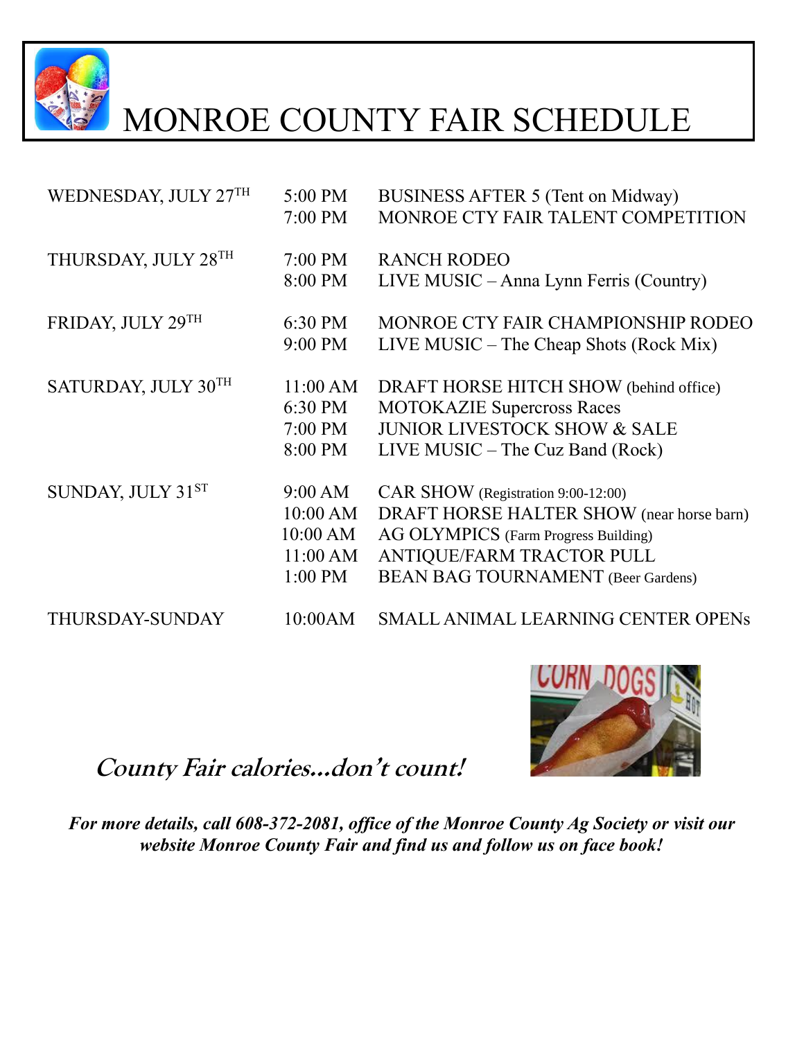# MONROE COUNTY FAIR SCHEDULE

| | | |
|---|---|---|
| WEDNESDAY, JULY 27TH | 5:00 PM | BUSINESS AFTER 5 (Tent on Midway) |
| | 7:00 PM | MONROE CTY FAIR TALENT COMPETITION |
| THURSDAY, JULY 28TH | 7:00 PM | RANCH RODEO |
| | 8:00 PM | LIVE MUSIC – Anna Lynn Ferris (Country) |
| FRIDAY, JULY 29TH | 6:30 PM | MONROE CTY FAIR CHAMPIONSHIP RODEO |
| | 9:00 PM | LIVE MUSIC – The Cheap Shots (Rock Mix) |
| SATURDAY, JULY 30TH | 11:00 AM | DRAFT HORSE HITCH SHOW (behind office) |
| | 6:30 PM | MOTOKAZIE Supercross Races |
| | 7:00 PM | JUNIOR LIVESTOCK SHOW & SALE |
| | 8:00 PM | LIVE MUSIC – The Cuz Band (Rock) |
| SUNDAY, JULY 31ST | 9:00 AM | CAR SHOW (Registration 9:00-12:00) |
| | 10:00 AM | DRAFT HORSE HALTER SHOW (near horse barn) |
| | 10:00 AM | AG OLYMPICS (Farm Progress Building) |
| | 11:00 AM | ANTIQUE/FARM TRACTOR PULL |
| | 1:00 PM | BEAN BAG TOURNAMENT (Beer Gardens) |
| THURSDAY-SUNDAY | 10:00AM | SMALL ANIMAL LEARNING CENTER OPENs |

***County Fair calories…don't count!***

***For more details, call 608-372-2081, office of the Monroe County Ag Society or visit our website Monroe County Fair and find us and follow us on face book!***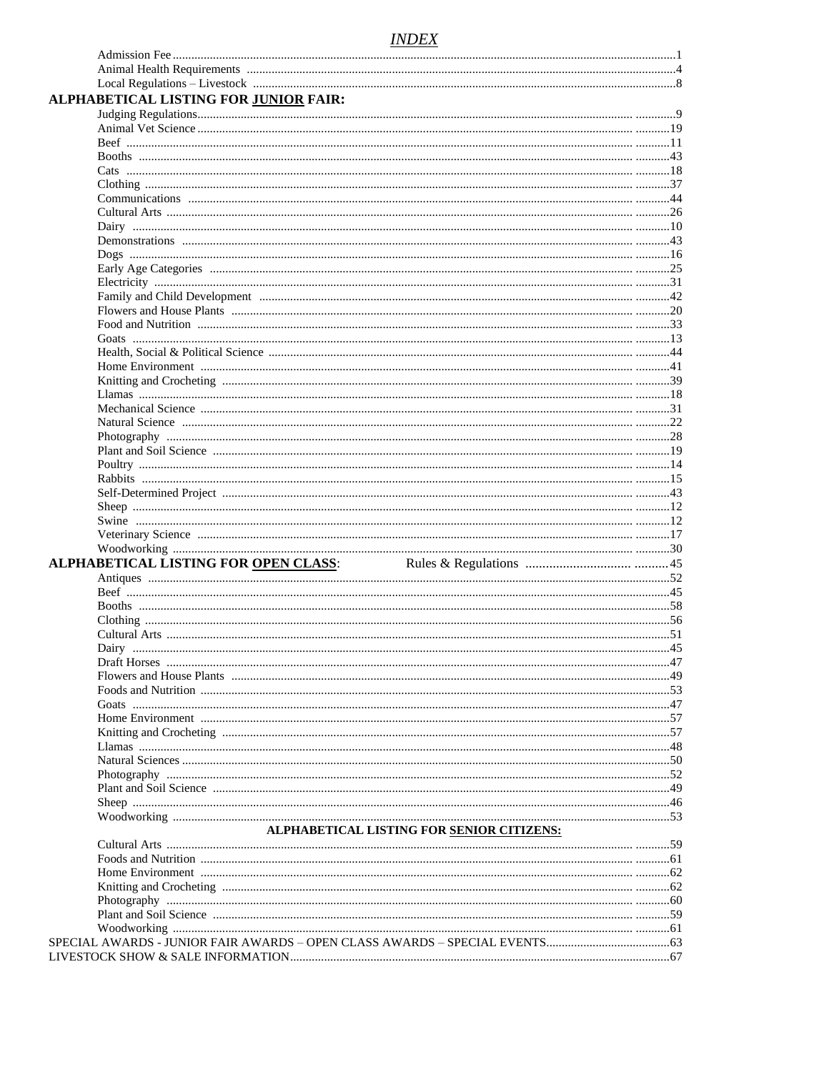# *INDEX*

Admission Fee ..... 1
Animal Health Requirements ..... 4
Local Regulations – Livestock ..... 8

## ALPHABETICAL LISTING FOR JUNIOR FAIR:

Judging Regulations ..... 9
Animal Vet Science ..... 19
Beef ..... 11
Booths ..... 43
Cats ..... 18
Clothing ..... 37
Communications ..... 44
Cultural Arts ..... 26
Dairy ..... 10
Demonstrations ..... 43
Dogs ..... 16
Early Age Categories ..... 25
Electricity ..... 31
Family and Child Development ..... 42
Flowers and House Plants ..... 20
Food and Nutrition ..... 33
Goats ..... 13
Health, Social & Political Science ..... 44
Home Environment ..... 41
Knitting and Crocheting ..... 39
Llamas ..... 18
Mechanical Science ..... 31
Natural Science ..... 22
Photography ..... 28
Plant and Soil Science ..... 19
Poultry ..... 14
Rabbits ..... 15
Self-Determined Project ..... 43
Sheep ..... 12
Swine ..... 12
Veterinary Science ..... 17
Woodworking ..... 30

## ALPHABETICAL LISTING FOR OPEN CLASS:

Rules & Regulations ..... 45

Antiques ..... 52
Beef ..... 45
Booths ..... 58
Clothing ..... 56
Cultural Arts ..... 51
Dairy ..... 45
Draft Horses ..... 47
Flowers and House Plants ..... 49
Foods and Nutrition ..... 53
Goats ..... 47
Home Environment ..... 57
Knitting and Crocheting ..... 57
Llamas ..... 48
Natural Sciences ..... 50
Photography ..... 52
Plant and Soil Science ..... 49
Sheep ..... 46
Woodworking ..... 53

## ALPHABETICAL LISTING FOR SENIOR CITIZENS:

Cultural Arts ..... 59
Foods and Nutrition ..... 61
Home Environment ..... 62
Knitting and Crocheting ..... 62
Photography ..... 60
Plant and Soil Science ..... 59
Woodworking ..... 61

SPECIAL AWARDS - JUNIOR FAIR AWARDS – OPEN CLASS AWARDS – SPECIAL EVENTS ..... 63
LIVESTOCK SHOW & SALE INFORMATION ..... 67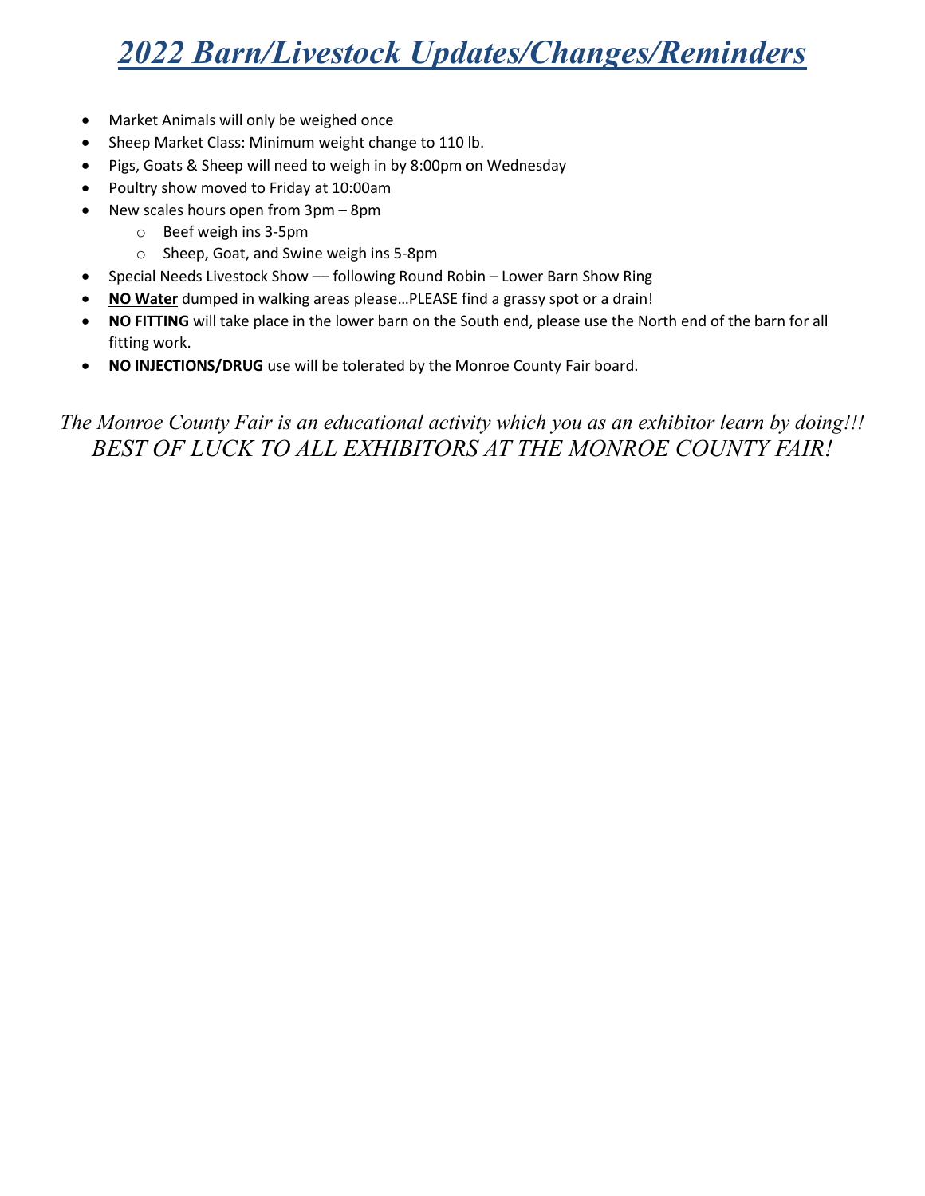# *2022 Barn/Livestock Updates/Changes/Reminders*

- Market Animals will only be weighed once
- Sheep Market Class: Minimum weight change to 110 lb.
- Pigs, Goats & Sheep will need to weigh in by 8:00pm on Wednesday
- Poultry show moved to Friday at 10:00am
- New scales hours open from 3pm – 8pm
  - Beef weigh ins 3-5pm
  - Sheep, Goat, and Swine weigh ins 5-8pm
- Special Needs Livestock Show — following Round Robin – Lower Barn Show Ring
- **NO Water** dumped in walking areas please…PLEASE find a grassy spot or a drain!
- **NO FITTING** will take place in the lower barn on the South end, please use the North end of the barn for all fitting work.
- **NO INJECTIONS/DRUG** use will be tolerated by the Monroe County Fair board.

*The Monroe County Fair is an educational activity which you as an exhibitor learn by doing!!!*
*BEST OF LUCK TO ALL EXHIBITORS AT THE MONROE COUNTY FAIR!*